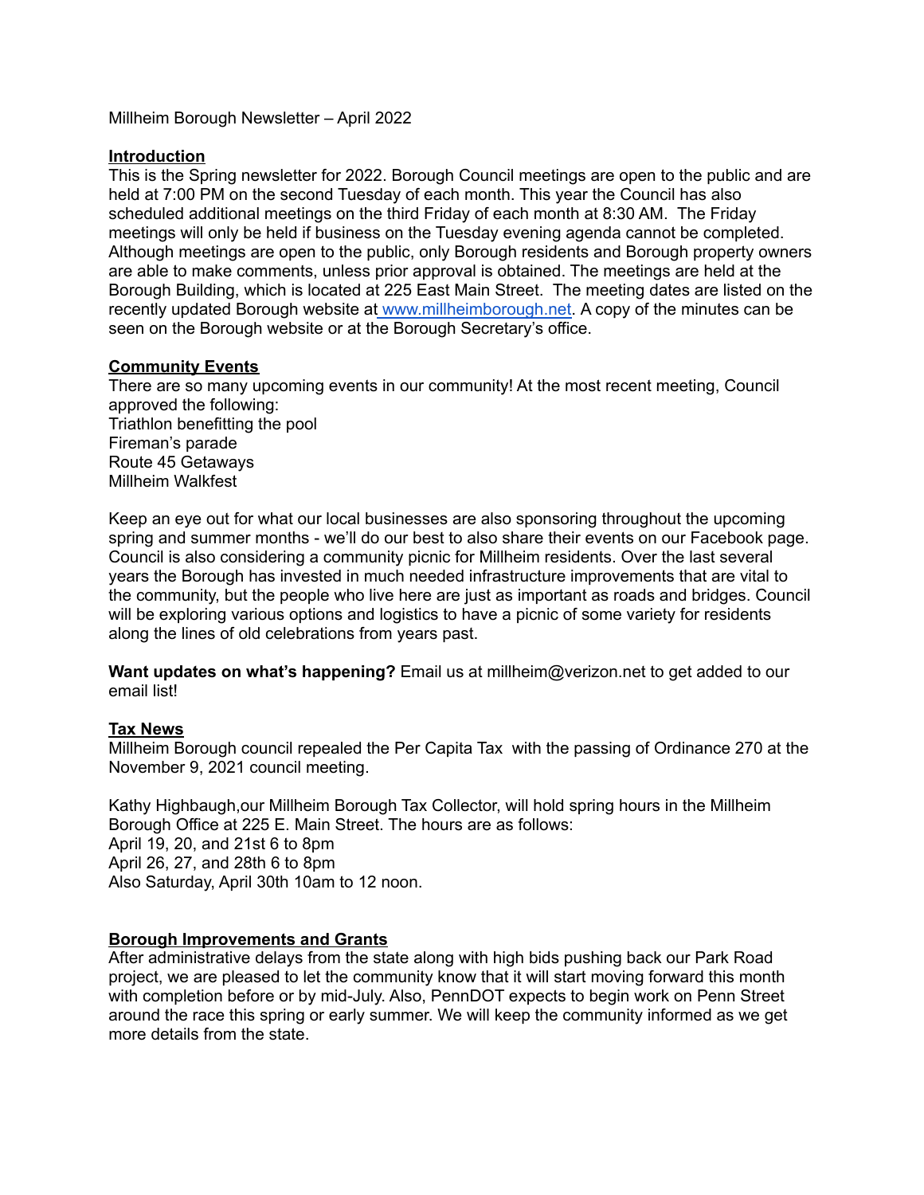Millheim Borough Newsletter – April 2022

## Introduction

This is the Spring newsletter for 2022. Borough Council meetings are open to the public and are held at 7:00 PM on the second Tuesday of each month. This year the Council has also scheduled additional meetings on the third Friday of each month at 8:30 AM. The Friday meetings will only be held if business on the Tuesday evening agenda cannot be completed. Although meetings are open to the public, only Borough residents and Borough property owners are able to make comments, unless prior approval is obtained. The meetings are held at the Borough Building, which is located at 225 East Main Street. The meeting dates are listed on the recently updated Borough website at www.millheimborough.net. A copy of the minutes can be seen on the Borough website or at the Borough Secretary's office.

## Community Events

There are so many upcoming events in our community! At the most recent meeting, Council approved the following:
Triathlon benefitting the pool
Fireman's parade
Route 45 Getaways
Millheim Walkfest

Keep an eye out for what our local businesses are also sponsoring throughout the upcoming spring and summer months - we'll do our best to also share their events on our Facebook page. Council is also considering a community picnic for Millheim residents. Over the last several years the Borough has invested in much needed infrastructure improvements that are vital to the community, but the people who live here are just as important as roads and bridges. Council will be exploring various options and logistics to have a picnic of some variety for residents along the lines of old celebrations from years past.

**Want updates on what's happening?** Email us at millheim@verizon.net to get added to our email list!

## Tax News

Millheim Borough council repealed the Per Capita Tax with the passing of Ordinance 270 at the November 9, 2021 council meeting.

Kathy Highbaugh,our Millheim Borough Tax Collector, will hold spring hours in the Millheim Borough Office at 225 E. Main Street. The hours are as follows:
April 19, 20, and 21st 6 to 8pm
April 26, 27, and 28th 6 to 8pm
Also Saturday, April 30th 10am to 12 noon.

## Borough Improvements and Grants

After administrative delays from the state along with high bids pushing back our Park Road project, we are pleased to let the community know that it will start moving forward this month with completion before or by mid-July. Also, PennDOT expects to begin work on Penn Street around the race this spring or early summer. We will keep the community informed as we get more details from the state.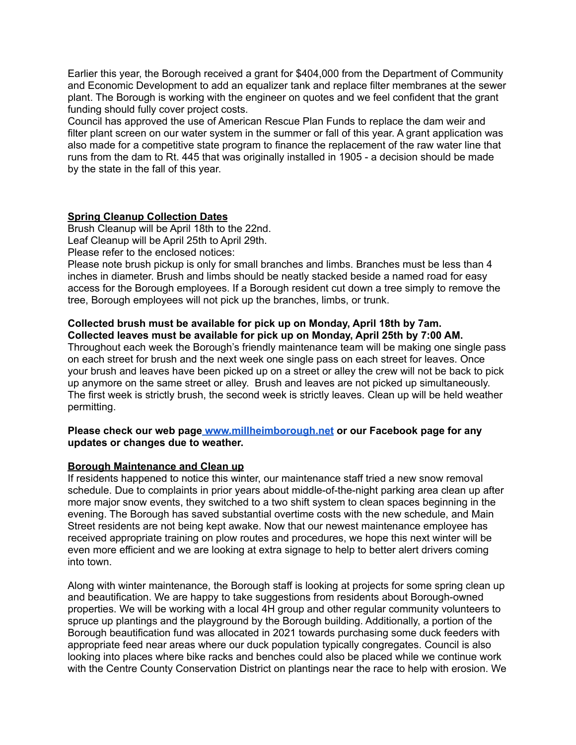Earlier this year, the Borough received a grant for $404,000 from the Department of Community and Economic Development to add an equalizer tank and replace filter membranes at the sewer plant. The Borough is working with the engineer on quotes and we feel confident that the grant funding should fully cover project costs.
Council has approved the use of American Rescue Plan Funds to replace the dam weir and filter plant screen on our water system in the summer or fall of this year. A grant application was also made for a competitive state program to finance the replacement of the raw water line that runs from the dam to Rt. 445 that was originally installed in 1905 - a decision should be made by the state in the fall of this year.

**Spring Cleanup Collection Dates**

Brush Cleanup will be April 18th to the 22nd.
Leaf Cleanup will be April 25th to April 29th.
Please refer to the enclosed notices:
Please note brush pickup is only for small branches and limbs. Branches must be less than 4 inches in diameter. Brush and limbs should be neatly stacked beside a named road for easy access for the Borough employees. If a Borough resident cut down a tree simply to remove the tree, Borough employees will not pick up the branches, limbs, or trunk.

**Collected brush must be available for pick up on Monday, April 18th by 7am.**
**Collected leaves must be available for pick up on Monday, April 25th by 7:00 AM.**
Throughout each week the Borough's friendly maintenance team will be making one single pass on each street for brush and the next week one single pass on each street for leaves. Once your brush and leaves have been picked up on a street or alley the crew will not be back to pick up anymore on the same street or alley. Brush and leaves are not picked up simultaneously. The first week is strictly brush, the second week is strictly leaves. Clean up will be held weather permitting.

**Please check our web page www.millheimborough.net or our Facebook page for any updates or changes due to weather.**

**Borough Maintenance and Clean up**

If residents happened to notice this winter, our maintenance staff tried a new snow removal schedule. Due to complaints in prior years about middle-of-the-night parking area clean up after more major snow events, they switched to a two shift system to clean spaces beginning in the evening. The Borough has saved substantial overtime costs with the new schedule, and Main Street residents are not being kept awake. Now that our newest maintenance employee has received appropriate training on plow routes and procedures, we hope this next winter will be even more efficient and we are looking at extra signage to help to better alert drivers coming into town.

Along with winter maintenance, the Borough staff is looking at projects for some spring clean up and beautification. We are happy to take suggestions from residents about Borough-owned properties. We will be working with a local 4H group and other regular community volunteers to spruce up plantings and the playground by the Borough building. Additionally, a portion of the Borough beautification fund was allocated in 2021 towards purchasing some duck feeders with appropriate feed near areas where our duck population typically congregates. Council is also looking into places where bike racks and benches could also be placed while we continue work with the Centre County Conservation District on plantings near the race to help with erosion. We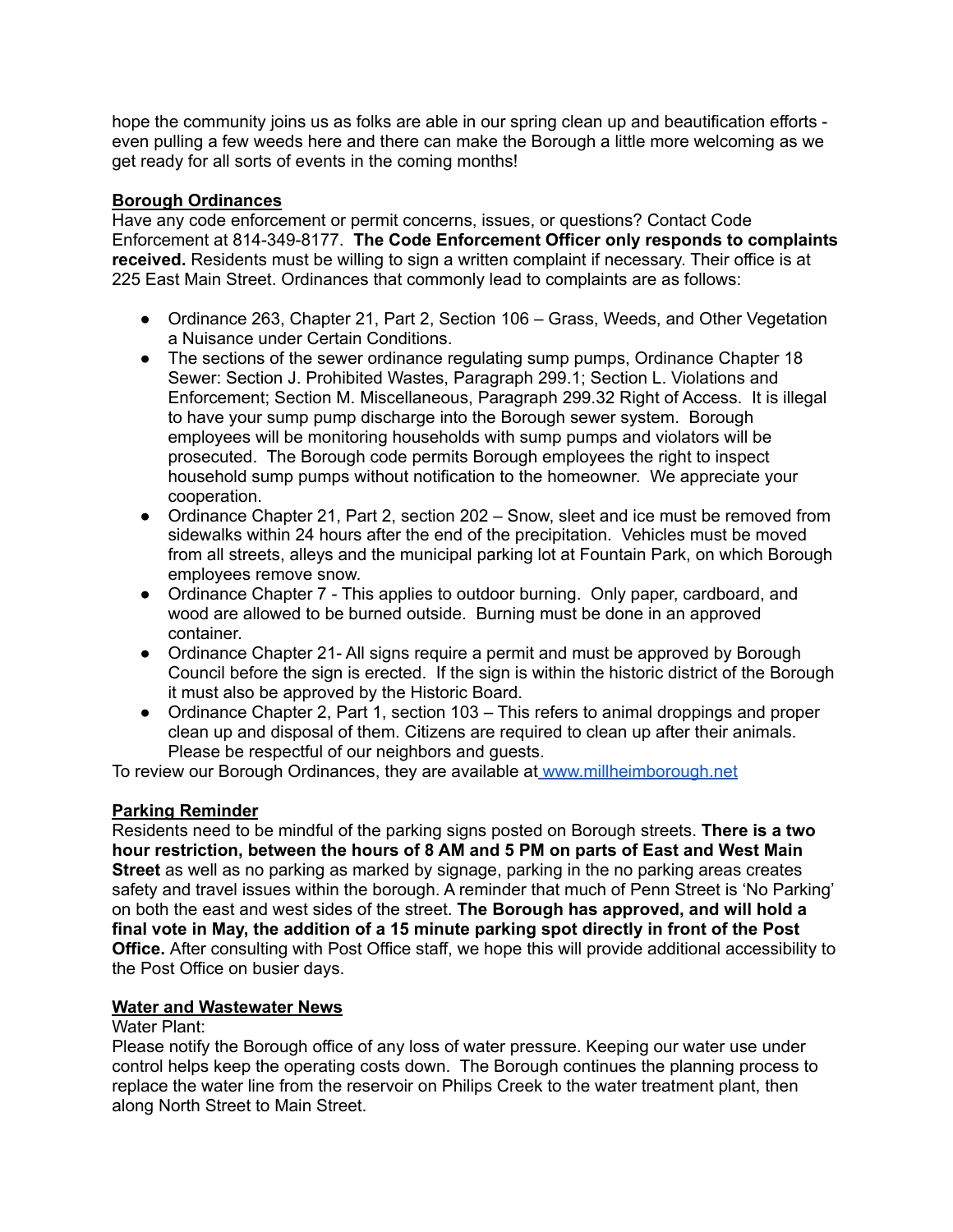hope the community joins us as folks are able in our spring clean up and beautification efforts - even pulling a few weeds here and there can make the Borough a little more welcoming as we get ready for all sorts of events in the coming months!

## Borough Ordinances

Have any code enforcement or permit concerns, issues, or questions? Contact Code Enforcement at 814-349-8177. **The Code Enforcement Officer only responds to complaints received.** Residents must be willing to sign a written complaint if necessary. Their office is at 225 East Main Street. Ordinances that commonly lead to complaints are as follows:

- Ordinance 263, Chapter 21, Part 2, Section 106 – Grass, Weeds, and Other Vegetation a Nuisance under Certain Conditions.
- The sections of the sewer ordinance regulating sump pumps, Ordinance Chapter 18 Sewer: Section J. Prohibited Wastes, Paragraph 299.1; Section L. Violations and Enforcement; Section M. Miscellaneous, Paragraph 299.32 Right of Access. It is illegal to have your sump pump discharge into the Borough sewer system. Borough employees will be monitoring households with sump pumps and violators will be prosecuted. The Borough code permits Borough employees the right to inspect household sump pumps without notification to the homeowner. We appreciate your cooperation.
- Ordinance Chapter 21, Part 2, section 202 – Snow, sleet and ice must be removed from sidewalks within 24 hours after the end of the precipitation. Vehicles must be moved from all streets, alleys and the municipal parking lot at Fountain Park, on which Borough employees remove snow.
- Ordinance Chapter 7 - This applies to outdoor burning. Only paper, cardboard, and wood are allowed to be burned outside. Burning must be done in an approved container.
- Ordinance Chapter 21- All signs require a permit and must be approved by Borough Council before the sign is erected. If the sign is within the historic district of the Borough it must also be approved by the Historic Board.
- Ordinance Chapter 2, Part 1, section 103 – This refers to animal droppings and proper clean up and disposal of them. Citizens are required to clean up after their animals. Please be respectful of our neighbors and guests.

To review our Borough Ordinances, they are available at [www.millheimborough.net](http://www.millheimborough.net)

## Parking Reminder

Residents need to be mindful of the parking signs posted on Borough streets. **There is a two hour restriction, between the hours of 8 AM and 5 PM on parts of East and West Main Street** as well as no parking as marked by signage, parking in the no parking areas creates safety and travel issues within the borough. A reminder that much of Penn Street is 'No Parking' on both the east and west sides of the street. **The Borough has approved, and will hold a final vote in May, the addition of a 15 minute parking spot directly in front of the Post Office.** After consulting with Post Office staff, we hope this will provide additional accessibility to the Post Office on busier days.

## Water and Wastewater News

Water Plant:

Please notify the Borough office of any loss of water pressure. Keeping our water use under control helps keep the operating costs down. The Borough continues the planning process to replace the water line from the reservoir on Philips Creek to the water treatment plant, then along North Street to Main Street.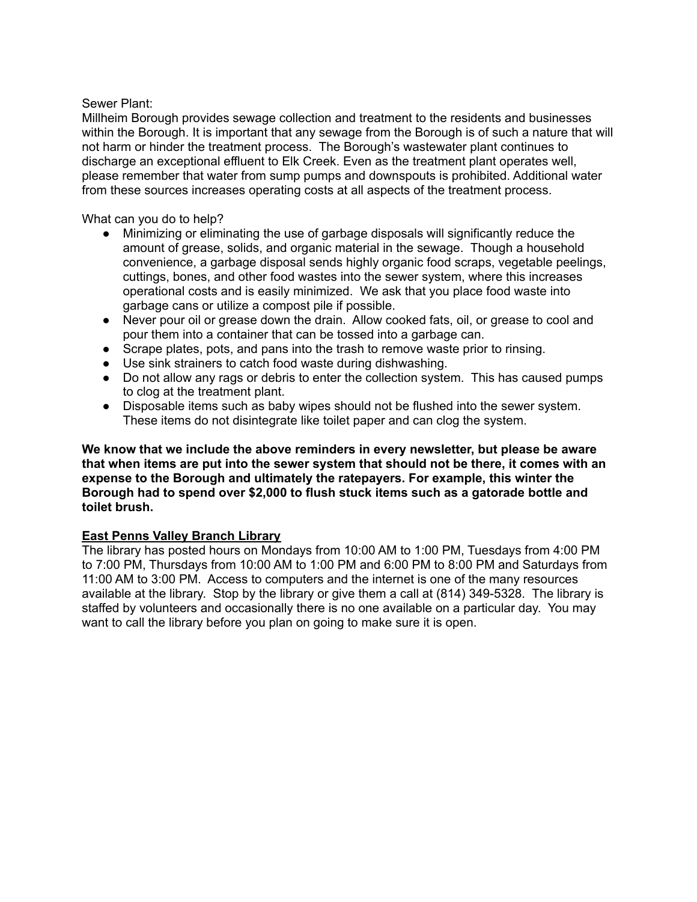Sewer Plant:

Millheim Borough provides sewage collection and treatment to the residents and businesses within the Borough. It is important that any sewage from the Borough is of such a nature that will not harm or hinder the treatment process. The Borough's wastewater plant continues to discharge an exceptional effluent to Elk Creek. Even as the treatment plant operates well, please remember that water from sump pumps and downspouts is prohibited. Additional water from these sources increases operating costs at all aspects of the treatment process.

What can you do to help?

- Minimizing or eliminating the use of garbage disposals will significantly reduce the amount of grease, solids, and organic material in the sewage. Though a household convenience, a garbage disposal sends highly organic food scraps, vegetable peelings, cuttings, bones, and other food wastes into the sewer system, where this increases operational costs and is easily minimized. We ask that you place food waste into garbage cans or utilize a compost pile if possible.
- Never pour oil or grease down the drain. Allow cooked fats, oil, or grease to cool and pour them into a container that can be tossed into a garbage can.
- Scrape plates, pots, and pans into the trash to remove waste prior to rinsing.
- Use sink strainers to catch food waste during dishwashing.
- Do not allow any rags or debris to enter the collection system. This has caused pumps to clog at the treatment plant.
- Disposable items such as baby wipes should not be flushed into the sewer system. These items do not disintegrate like toilet paper and can clog the system.

**We know that we include the above reminders in every newsletter, but please be aware that when items are put into the sewer system that should not be there, it comes with an expense to the Borough and ultimately the ratepayers. For example, this winter the Borough had to spend over $2,000 to flush stuck items such as a gatorade bottle and toilet brush.**

## East Penns Valley Branch Library

The library has posted hours on Mondays from 10:00 AM to 1:00 PM, Tuesdays from 4:00 PM to 7:00 PM, Thursdays from 10:00 AM to 1:00 PM and 6:00 PM to 8:00 PM and Saturdays from 11:00 AM to 3:00 PM. Access to computers and the internet is one of the many resources available at the library. Stop by the library or give them a call at (814) 349-5328. The library is staffed by volunteers and occasionally there is no one available on a particular day. You may want to call the library before you plan on going to make sure it is open.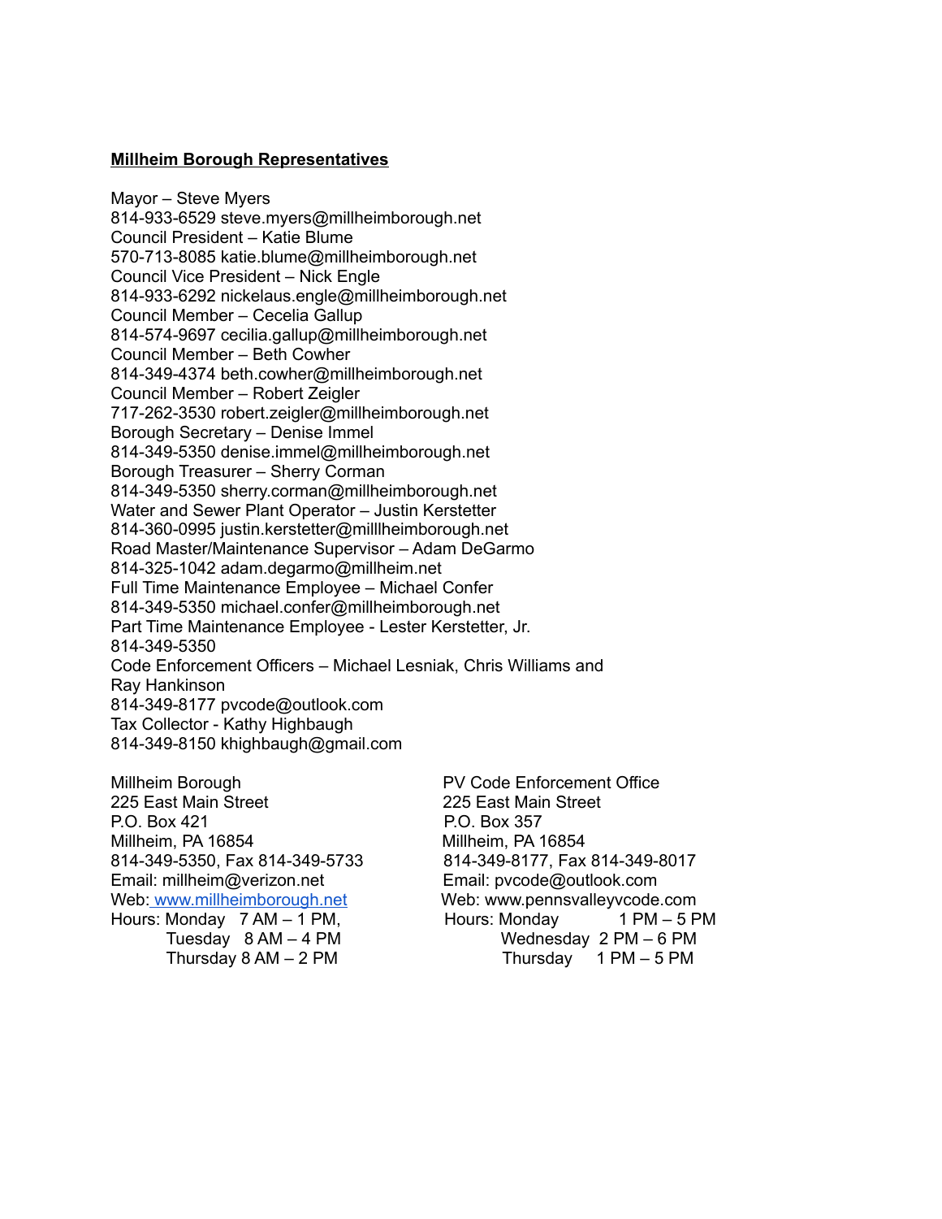**Millheim Borough Representatives**

Mayor – Steve Myers
814-933-6529 steve.myers@millheimborough.net
Council President – Katie Blume
570-713-8085 katie.blume@millheimborough.net
Council Vice President – Nick Engle
814-933-6292 nickelaus.engle@millheimborough.net
Council Member – Cecelia Gallup
814-574-9697 cecilia.gallup@millheimborough.net
Council Member – Beth Cowher
814-349-4374 beth.cowher@millheimborough.net
Council Member – Robert Zeigler
717-262-3530 robert.zeigler@millheimborough.net
Borough Secretary – Denise Immel
814-349-5350 denise.immel@millheimborough.net
Borough Treasurer – Sherry Corman
814-349-5350 sherry.corman@millheimborough.net
Water and Sewer Plant Operator – Justin Kerstetter
814-360-0995 justin.kerstetter@milllheimborough.net
Road Master/Maintenance Supervisor – Adam DeGarmo
814-325-1042 adam.degarmo@millheim.net
Full Time Maintenance Employee – Michael Confer
814-349-5350 michael.confer@millheimborough.net
Part Time Maintenance Employee - Lester Kerstetter, Jr.
814-349-5350
Code Enforcement Officers – Michael Lesniak, Chris Williams and Ray Hankinson
814-349-8177 pvcode@outlook.com
Tax Collector - Kathy Highbaugh
814-349-8150 khighbaugh@gmail.com

Millheim Borough
225 East Main Street
P.O. Box 421
Millheim, PA 16854
814-349-5350, Fax 814-349-5733
Email: millheim@verizon.net
Web: www.millheimborough.net
Hours: Monday 7 AM – 1 PM,
Tuesday 8 AM – 4 PM
Thursday 8 AM – 2 PM

PV Code Enforcement Office
225 East Main Street
P.O. Box 357
Millheim, PA 16854
814-349-8177, Fax 814-349-8017
Email: pvcode@outlook.com
Web: www.pennsvalleyvcode.com
Hours: Monday 1 PM – 5 PM
Wednesday 2 PM – 6 PM
Thursday 1 PM – 5 PM